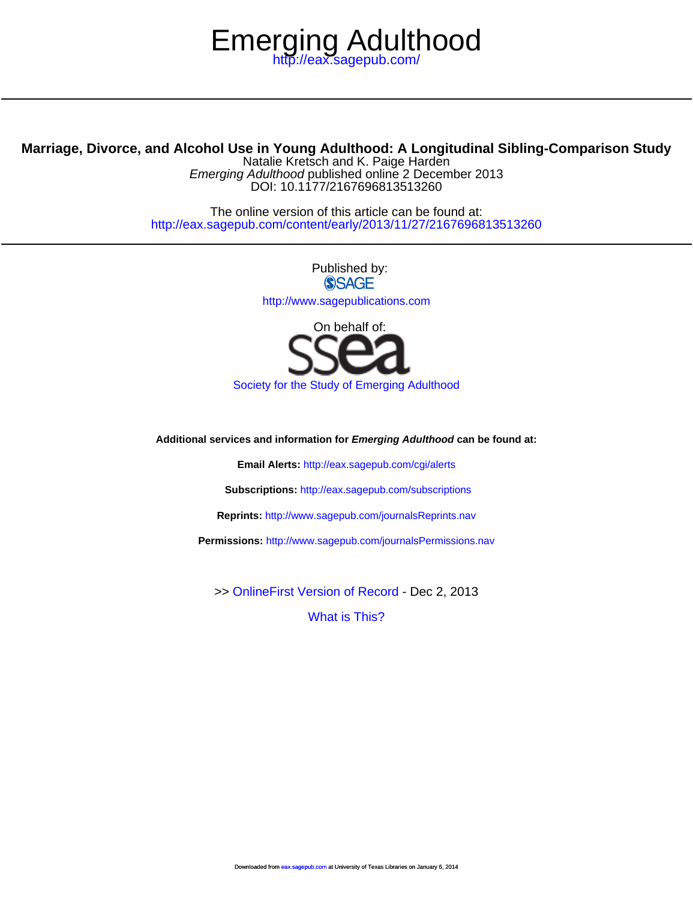# Emerging Adulthood

http://eax.sagepub.com/

---

## Marriage, Divorce, and Alcohol Use in Young Adulthood: A Longitudinal Sibling-Comparison Study

Natalie Kretsch and K. Paige Harden

*Emerging Adulthood* published online 2 December 2013

DOI: 10.1177/2167696813513260

The online version of this article can be found at:

http://eax.sagepub.com/content/early/2013/11/27/2167696813513260

---

Published by:

SAGE

http://www.sagepublications.com

On behalf of:

ssea

Society for the Study of Emerging Adulthood

**Additional services and information for *Emerging Adulthood* can be found at:**

**Email Alerts:** http://eax.sagepub.com/cgi/alerts

**Subscriptions:** http://eax.sagepub.com/subscriptions

**Reprints:** http://www.sagepub.com/journalsReprints.nav

**Permissions:** http://www.sagepub.com/journalsPermissions.nav

>> OnlineFirst Version of Record - Dec 2, 2013

What is This?

Downloaded from eax.sagepub.com at University of Texas Libraries on January 6, 2014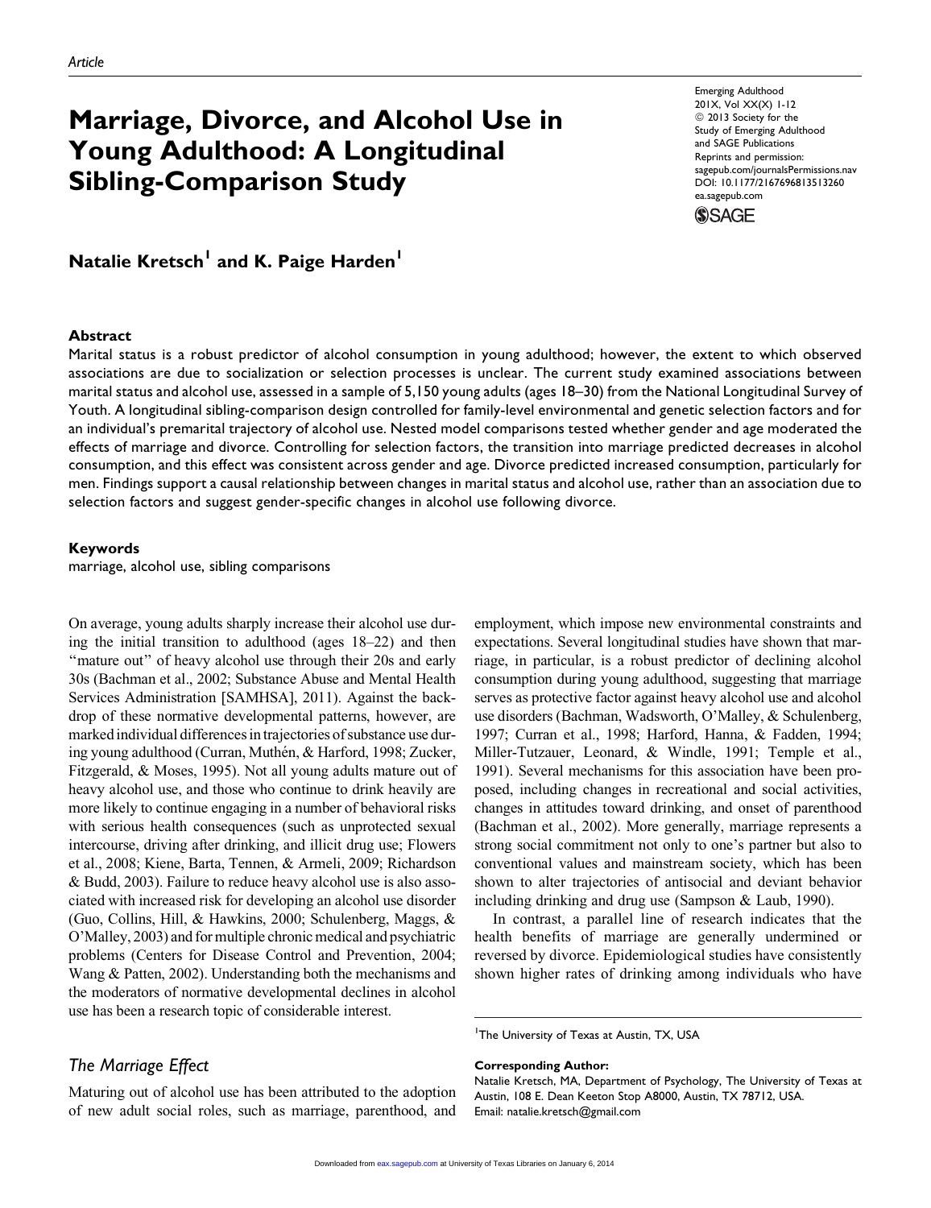Article

# Marriage, Divorce, and Alcohol Use in Young Adulthood: A Longitudinal Sibling-Comparison Study

Emerging Adulthood
201X, Vol XX(X) 1-12
© 2013 Society for the Study of Emerging Adulthood and SAGE Publications
Reprints and permission: sagepub.com/journalsPermissions.nav
DOI: 10.1177/2167696813513260
ea.sagepub.com

**Natalie Kretsch[1] and K. Paige Harden[1]**

## Abstract

Marital status is a robust predictor of alcohol consumption in young adulthood; however, the extent to which observed associations are due to socialization or selection processes is unclear. The current study examined associations between marital status and alcohol use, assessed in a sample of 5,150 young adults (ages 18–30) from the National Longitudinal Survey of Youth. A longitudinal sibling-comparison design controlled for family-level environmental and genetic selection factors and for an individual's premarital trajectory of alcohol use. Nested model comparisons tested whether gender and age moderated the effects of marriage and divorce. Controlling for selection factors, the transition into marriage predicted decreases in alcohol consumption, and this effect was consistent across gender and age. Divorce predicted increased consumption, particularly for men. Findings support a causal relationship between changes in marital status and alcohol use, rather than an association due to selection factors and suggest gender-specific changes in alcohol use following divorce.

### Keywords

marriage, alcohol use, sibling comparisons

On average, young adults sharply increase their alcohol use during the initial transition to adulthood (ages 18–22) and then "mature out" of heavy alcohol use through their 20s and early 30s (Bachman et al., 2002; Substance Abuse and Mental Health Services Administration [SAMHSA], 2011). Against the backdrop of these normative developmental patterns, however, are marked individual differences in trajectories of substance use during young adulthood (Curran, Muthén, & Harford, 1998; Zucker, Fitzgerald, & Moses, 1995). Not all young adults mature out of heavy alcohol use, and those who continue to drink heavily are more likely to continue engaging in a number of behavioral risks with serious health consequences (such as unprotected sexual intercourse, driving after drinking, and illicit drug use; Flowers et al., 2008; Kiene, Barta, Tennen, & Armeli, 2009; Richardson & Budd, 2003). Failure to reduce heavy alcohol use is also associated with increased risk for developing an alcohol use disorder (Guo, Collins, Hill, & Hawkins, 2000; Schulenberg, Maggs, & O'Malley, 2003) and for multiple chronic medical and psychiatric problems (Centers for Disease Control and Prevention, 2004; Wang & Patten, 2002). Understanding both the mechanisms and the moderators of normative developmental declines in alcohol use has been a research topic of considerable interest.

## *The Marriage Effect*

Maturing out of alcohol use has been attributed to the adoption of new adult social roles, such as marriage, parenthood, and employment, which impose new environmental constraints and expectations. Several longitudinal studies have shown that marriage, in particular, is a robust predictor of declining alcohol consumption during young adulthood, suggesting that marriage serves as protective factor against heavy alcohol use and alcohol use disorders (Bachman, Wadsworth, O'Malley, & Schulenberg, 1997; Curran et al., 1998; Harford, Hanna, & Fadden, 1994; Miller-Tutzauer, Leonard, & Windle, 1991; Temple et al., 1991). Several mechanisms for this association have been proposed, including changes in recreational and social activities, changes in attitudes toward drinking, and onset of parenthood (Bachman et al., 2002). More generally, marriage represents a strong social commitment not only to one's partner but also to conventional values and mainstream society, which has been shown to alter trajectories of antisocial and deviant behavior including drinking and drug use (Sampson & Laub, 1990).

In contrast, a parallel line of research indicates that the health benefits of marriage are generally undermined or reversed by divorce. Epidemiological studies have consistently shown higher rates of drinking among individuals who have

[1]The University of Texas at Austin, TX, USA

**Corresponding Author:**
Natalie Kretsch, MA, Department of Psychology, The University of Texas at Austin, 108 E. Dean Keeton Stop A8000, Austin, TX 78712, USA.
Email: natalie.kretsch@gmail.com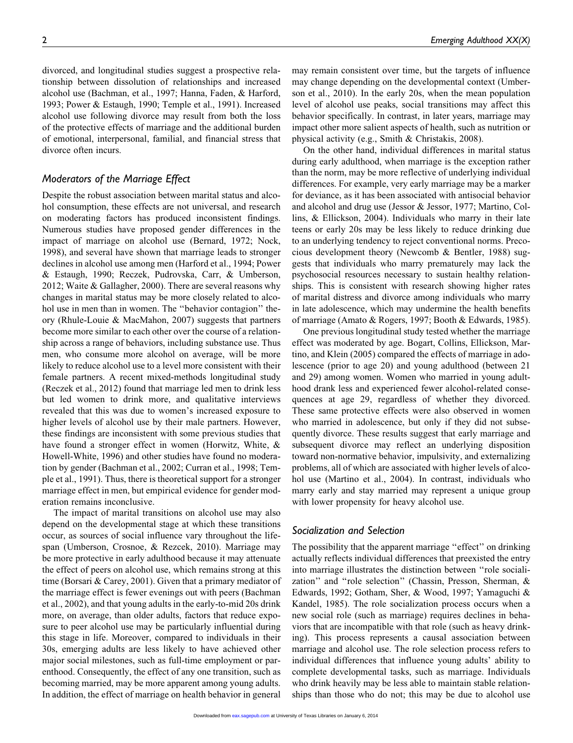divorced, and longitudinal studies suggest a prospective relationship between dissolution of relationships and increased alcohol use (Bachman, et al., 1997; Hanna, Faden, & Harford, 1993; Power & Estaugh, 1990; Temple et al., 1991). Increased alcohol use following divorce may result from both the loss of the protective effects of marriage and the additional burden of emotional, interpersonal, familial, and financial stress that divorce often incurs.

## Moderators of the Marriage Effect

Despite the robust association between marital status and alcohol consumption, these effects are not universal, and research on moderating factors has produced inconsistent findings. Numerous studies have proposed gender differences in the impact of marriage on alcohol use (Bernard, 1972; Nock, 1998), and several have shown that marriage leads to stronger declines in alcohol use among men (Harford et al., 1994; Power & Estaugh, 1990; Reczek, Pudrovska, Carr, & Umberson, 2012; Waite & Gallagher, 2000). There are several reasons why changes in marital status may be more closely related to alcohol use in men than in women. The ''behavior contagion'' theory (Rhule-Louie & MacMahon, 2007) suggests that partners become more similar to each other over the course of a relationship across a range of behaviors, including substance use. Thus men, who consume more alcohol on average, will be more likely to reduce alcohol use to a level more consistent with their female partners. A recent mixed-methods longitudinal study (Reczek et al., 2012) found that marriage led men to drink less but led women to drink more, and qualitative interviews revealed that this was due to women's increased exposure to higher levels of alcohol use by their male partners. However, these findings are inconsistent with some previous studies that have found a stronger effect in women (Horwitz, White, & Howell-White, 1996) and other studies have found no moderation by gender (Bachman et al., 2002; Curran et al., 1998; Temple et al., 1991). Thus, there is theoretical support for a stronger marriage effect in men, but empirical evidence for gender moderation remains inconclusive.

The impact of marital transitions on alcohol use may also depend on the developmental stage at which these transitions occur, as sources of social influence vary throughout the lifespan (Umberson, Crosnoe, & Rezcek, 2010). Marriage may be more protective in early adulthood because it may attenuate the effect of peers on alcohol use, which remains strong at this time (Borsari & Carey, 2001). Given that a primary mediator of the marriage effect is fewer evenings out with peers (Bachman et al., 2002), and that young adults in the early-to-mid 20s drink more, on average, than older adults, factors that reduce exposure to peer alcohol use may be particularly influential during this stage in life. Moreover, compared to individuals in their 30s, emerging adults are less likely to have achieved other major social milestones, such as full-time employment or parenthood. Consequently, the effect of any one transition, such as becoming married, may be more apparent among young adults. In addition, the effect of marriage on health behavior in general may remain consistent over time, but the targets of influence may change depending on the developmental context (Umberson et al., 2010). In the early 20s, when the mean population level of alcohol use peaks, social transitions may affect this behavior specifically. In contrast, in later years, marriage may impact other more salient aspects of health, such as nutrition or physical activity (e.g., Smith & Christakis, 2008).

On the other hand, individual differences in marital status during early adulthood, when marriage is the exception rather than the norm, may be more reflective of underlying individual differences. For example, very early marriage may be a marker for deviance, as it has been associated with antisocial behavior and alcohol and drug use (Jessor & Jessor, 1977; Martino, Collins, & Ellickson, 2004). Individuals who marry in their late teens or early 20s may be less likely to reduce drinking due to an underlying tendency to reject conventional norms. Precocious development theory (Newcomb & Bentler, 1988) suggests that individuals who marry prematurely may lack the psychosocial resources necessary to sustain healthy relationships. This is consistent with research showing higher rates of marital distress and divorce among individuals who marry in late adolescence, which may undermine the health benefits of marriage (Amato & Rogers, 1997; Booth & Edwards, 1985).

One previous longitudinal study tested whether the marriage effect was moderated by age. Bogart, Collins, Ellickson, Martino, and Klein (2005) compared the effects of marriage in adolescence (prior to age 20) and young adulthood (between 21 and 29) among women. Women who married in young adulthood drank less and experienced fewer alcohol-related consequences at age 29, regardless of whether they divorced. These same protective effects were also observed in women who married in adolescence, but only if they did not subsequently divorce. These results suggest that early marriage and subsequent divorce may reflect an underlying disposition toward non-normative behavior, impulsivity, and externalizing problems, all of which are associated with higher levels of alcohol use (Martino et al., 2004). In contrast, individuals who marry early and stay married may represent a unique group with lower propensity for heavy alcohol use.

## Socialization and Selection

The possibility that the apparent marriage ''effect'' on drinking actually reflects individual differences that preexisted the entry into marriage illustrates the distinction between ''role socialization'' and ''role selection'' (Chassin, Presson, Sherman, & Edwards, 1992; Gotham, Sher, & Wood, 1997; Yamaguchi & Kandel, 1985). The role socialization process occurs when a new social role (such as marriage) requires declines in behaviors that are incompatible with that role (such as heavy drinking). This process represents a causal association between marriage and alcohol use. The role selection process refers to individual differences that influence young adults' ability to complete developmental tasks, such as marriage. Individuals who drink heavily may be less able to maintain stable relationships than those who do not; this may be due to alcohol use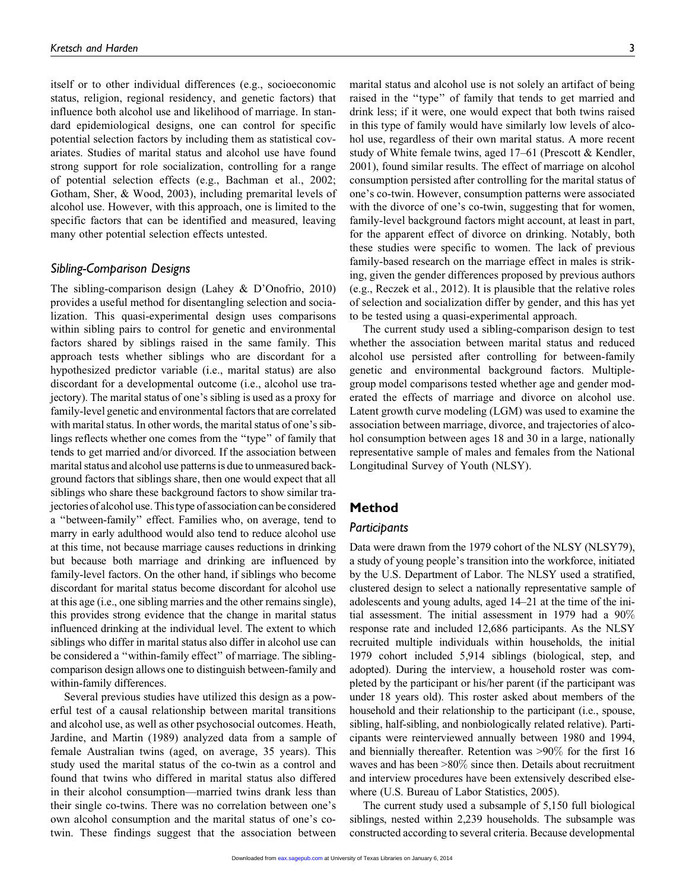itself or to other individual differences (e.g., socioeconomic status, religion, regional residency, and genetic factors) that influence both alcohol use and likelihood of marriage. In standard epidemiological designs, one can control for specific potential selection factors by including them as statistical covariates. Studies of marital status and alcohol use have found strong support for role socialization, controlling for a range of potential selection effects (e.g., Bachman et al., 2002; Gotham, Sher, & Wood, 2003), including premarital levels of alcohol use. However, with this approach, one is limited to the specific factors that can be identified and measured, leaving many other potential selection effects untested.

### *Sibling-Comparison Designs*

The sibling-comparison design (Lahey & D'Onofrio, 2010) provides a useful method for disentangling selection and socialization. This quasi-experimental design uses comparisons within sibling pairs to control for genetic and environmental factors shared by siblings raised in the same family. This approach tests whether siblings who are discordant for a hypothesized predictor variable (i.e., marital status) are also discordant for a developmental outcome (i.e., alcohol use trajectory). The marital status of one's sibling is used as a proxy for family-level genetic and environmental factors that are correlated with marital status. In other words, the marital status of one's siblings reflects whether one comes from the "type" of family that tends to get married and/or divorced. If the association between marital status and alcohol use patterns is due to unmeasured background factors that siblings share, then one would expect that all siblings who share these background factors to show similar trajectories of alcohol use. This type of association can be considered a "between-family" effect. Families who, on average, tend to marry in early adulthood would also tend to reduce alcohol use at this time, not because marriage causes reductions in drinking but because both marriage and drinking are influenced by family-level factors. On the other hand, if siblings who become discordant for marital status become discordant for alcohol use at this age (i.e., one sibling marries and the other remains single), this provides strong evidence that the change in marital status influenced drinking at the individual level. The extent to which siblings who differ in marital status also differ in alcohol use can be considered a "within-family effect" of marriage. The sibling-comparison design allows one to distinguish between-family and within-family differences.

Several previous studies have utilized this design as a powerful test of a causal relationship between marital transitions and alcohol use, as well as other psychosocial outcomes. Heath, Jardine, and Martin (1989) analyzed data from a sample of female Australian twins (aged, on average, 35 years). This study used the marital status of the co-twin as a control and found that twins who differed in marital status also differed in their alcohol consumption—married twins drank less than their single co-twins. There was no correlation between one's own alcohol consumption and the marital status of one's co-twin. These findings suggest that the association between marital status and alcohol use is not solely an artifact of being raised in the "type" of family that tends to get married and drink less; if it were, one would expect that both twins raised in this type of family would have similarly low levels of alcohol use, regardless of their own marital status. A more recent study of White female twins, aged 17–61 (Prescott & Kendler, 2001), found similar results. The effect of marriage on alcohol consumption persisted after controlling for the marital status of one's co-twin. However, consumption patterns were associated with the divorce of one's co-twin, suggesting that for women, family-level background factors might account, at least in part, for the apparent effect of divorce on drinking. Notably, both these studies were specific to women. The lack of previous family-based research on the marriage effect in males is striking, given the gender differences proposed by previous authors (e.g., Reczek et al., 2012). It is plausible that the relative roles of selection and socialization differ by gender, and this has yet to be tested using a quasi-experimental approach.

The current study used a sibling-comparison design to test whether the association between marital status and reduced alcohol use persisted after controlling for between-family genetic and environmental background factors. Multiple-group model comparisons tested whether age and gender moderated the effects of marriage and divorce on alcohol use. Latent growth curve modeling (LGM) was used to examine the association between marriage, divorce, and trajectories of alcohol consumption between ages 18 and 30 in a large, nationally representative sample of males and females from the National Longitudinal Survey of Youth (NLSY).

## Method

### *Participants*

Data were drawn from the 1979 cohort of the NLSY (NLSY79), a study of young people's transition into the workforce, initiated by the U.S. Department of Labor. The NLSY used a stratified, clustered design to select a nationally representative sample of adolescents and young adults, aged 14–21 at the time of the initial assessment. The initial assessment in 1979 had a 90% response rate and included 12,686 participants. As the NLSY recruited multiple individuals within households, the initial 1979 cohort included 5,914 siblings (biological, step, and adopted). During the interview, a household roster was completed by the participant or his/her parent (if the participant was under 18 years old). This roster asked about members of the household and their relationship to the participant (i.e., spouse, sibling, half-sibling, and nonbiologically related relative). Participants were reinterviewed annually between 1980 and 1994, and biennially thereafter. Retention was >90% for the first 16 waves and has been >80% since then. Details about recruitment and interview procedures have been extensively described elsewhere (U.S. Bureau of Labor Statistics, 2005).

The current study used a subsample of 5,150 full biological siblings, nested within 2,239 households. The subsample was constructed according to several criteria. Because developmental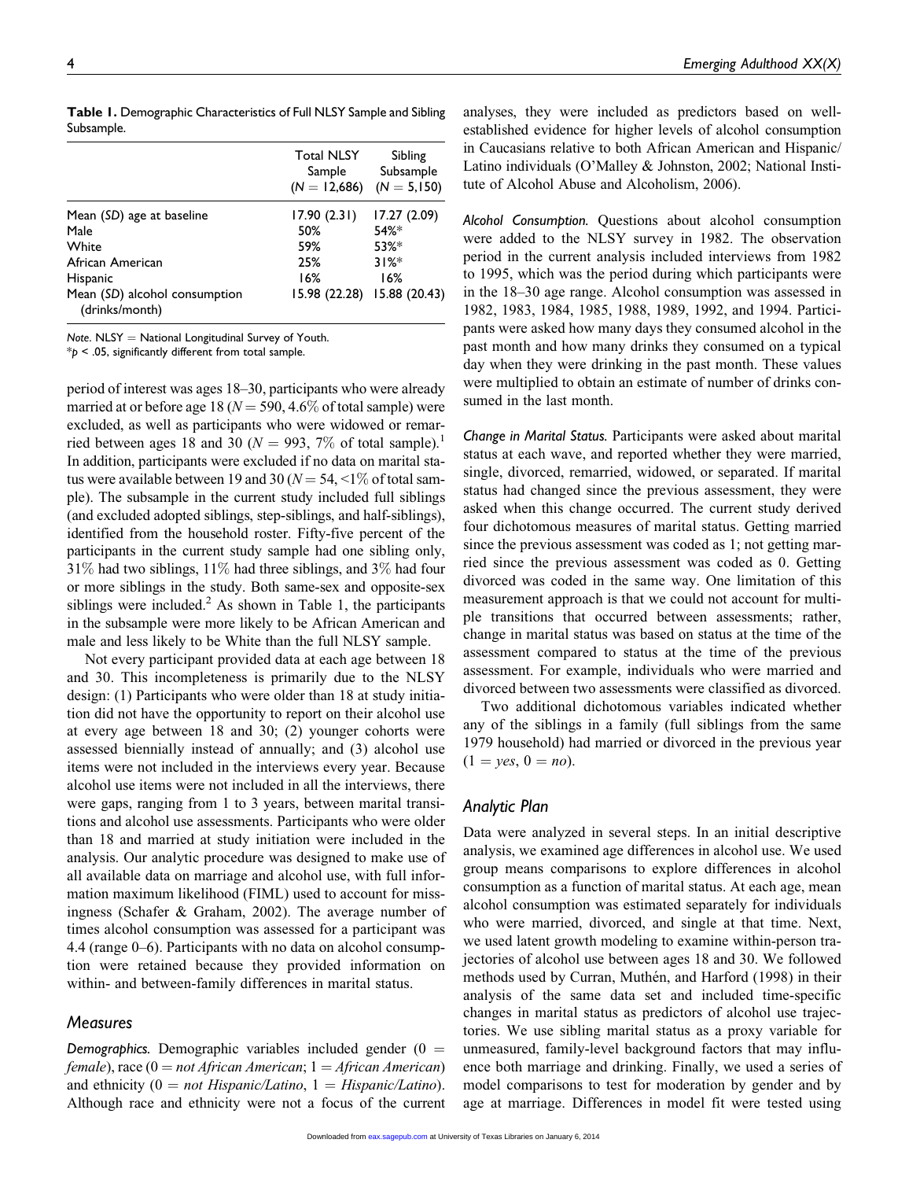**Table 1.** Demographic Characteristics of Full NLSY Sample and Sibling Subsample.

| | Total NLSY Sample ($N = 12,686$) | Sibling Subsample ($N = 5,150$) |
|---|---|---|
| Mean (*SD*) age at baseline | 17.90 (2.31) | 17.27 (2.09) |
| Male | 50% | 54%* |
| White | 59% | 53%* |
| African American | 25% | 31%* |
| Hispanic | 16% | 16% |
| Mean (*SD*) alcohol consumption (drinks/month) | 15.98 (22.28) | 15.88 (20.43) |

*Note*. NLSY = National Longitudinal Survey of Youth.
*$p < .05$, significantly different from total sample.

period of interest was ages 18–30, participants who were already married at or before age 18 ($N = 590$, 4.6% of total sample) were excluded, as well as participants who were widowed or remarried between ages 18 and 30 ($N = 993$, 7% of total sample).[1] In addition, participants were excluded if no data on marital status were available between 19 and 30 ($N = 54$, <1% of total sample). The subsample in the current study included full siblings (and excluded adopted siblings, step-siblings, and half-siblings), identified from the household roster. Fifty-five percent of the participants in the current study sample had one sibling only, 31% had two siblings, 11% had three siblings, and 3% had four or more siblings in the study. Both same-sex and opposite-sex siblings were included.[2] As shown in Table 1, the participants in the subsample were more likely to be African American and male and less likely to be White than the full NLSY sample.

Not every participant provided data at each age between 18 and 30. This incompleteness is primarily due to the NLSY design: (1) Participants who were older than 18 at study initiation did not have the opportunity to report on their alcohol use at every age between 18 and 30; (2) younger cohorts were assessed biennially instead of annually; and (3) alcohol use items were not included in the interviews every year. Because alcohol use items were not included in all the interviews, there were gaps, ranging from 1 to 3 years, between marital transitions and alcohol use assessments. Participants who were older than 18 and married at study initiation were included in the analysis. Our analytic procedure was designed to make use of all available data on marriage and alcohol use, with full information maximum likelihood (FIML) used to account for missingness (Schafer & Graham, 2002). The average number of times alcohol consumption was assessed for a participant was 4.4 (range 0–6). Participants with no data on alcohol consumption were retained because they provided information on within- and between-family differences in marital status.

## Measures

*Demographics.* Demographic variables included gender (0 = *female*), race (0 = *not African American*; 1 = *African American*) and ethnicity (0 = *not Hispanic/Latino*, 1 = *Hispanic/Latino*). Although race and ethnicity were not a focus of the current analyses, they were included as predictors based on well-established evidence for higher levels of alcohol consumption in Caucasians relative to both African American and Hispanic/Latino individuals (O'Malley & Johnston, 2002; National Institute of Alcohol Abuse and Alcoholism, 2006).

*Alcohol Consumption.* Questions about alcohol consumption were added to the NLSY survey in 1982. The observation period in the current analysis included interviews from 1982 to 1995, which was the period during which participants were in the 18–30 age range. Alcohol consumption was assessed in 1982, 1983, 1984, 1985, 1988, 1989, 1992, and 1994. Participants were asked how many days they consumed alcohol in the past month and how many drinks they consumed on a typical day when they were drinking in the past month. These values were multiplied to obtain an estimate of number of drinks consumed in the last month.

*Change in Marital Status.* Participants were asked about marital status at each wave, and reported whether they were married, single, divorced, remarried, widowed, or separated. If marital status had changed since the previous assessment, they were asked when this change occurred. The current study derived four dichotomous measures of marital status. Getting married since the previous assessment was coded as 1; not getting married since the previous assessment was coded as 0. Getting divorced was coded in the same way. One limitation of this measurement approach is that we could not account for multiple transitions that occurred between assessments; rather, change in marital status was based on status at the time of the assessment compared to status at the time of the previous assessment. For example, individuals who were married and divorced between two assessments were classified as divorced.

Two additional dichotomous variables indicated whether any of the siblings in a family (full siblings from the same 1979 household) had married or divorced in the previous year (1 = *yes*, 0 = *no*).

## Analytic Plan

Data were analyzed in several steps. In an initial descriptive analysis, we examined age differences in alcohol use. We used group means comparisons to explore differences in alcohol consumption as a function of marital status. At each age, mean alcohol consumption was estimated separately for individuals who were married, divorced, and single at that time. Next, we used latent growth modeling to examine within-person trajectories of alcohol use between ages 18 and 30. We followed methods used by Curran, Muthén, and Harford (1998) in their analysis of the same data set and included time-specific changes in marital status as predictors of alcohol use trajectories. We use sibling marital status as a proxy variable for unmeasured, family-level background factors that may influence both marriage and drinking. Finally, we used a series of model comparisons to test for moderation by gender and by age at marriage. Differences in model fit were tested using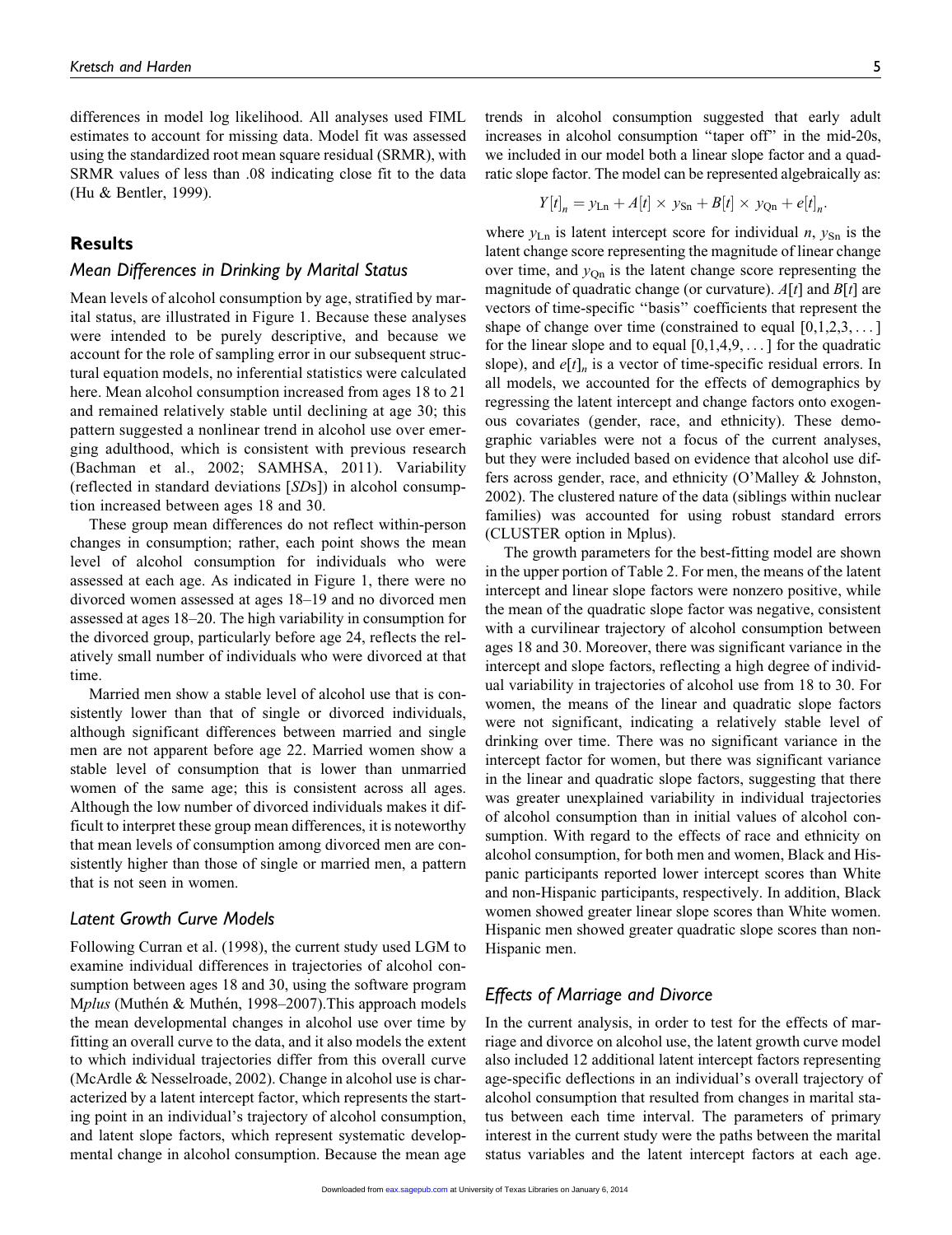differences in model log likelihood. All analyses used FIML estimates to account for missing data. Model fit was assessed using the standardized root mean square residual (SRMR), with SRMR values of less than .08 indicating close fit to the data (Hu & Bentler, 1999).

## Results

### Mean Differences in Drinking by Marital Status

Mean levels of alcohol consumption by age, stratified by marital status, are illustrated in Figure 1. Because these analyses were intended to be purely descriptive, and because we account for the role of sampling error in our subsequent structural equation models, no inferential statistics were calculated here. Mean alcohol consumption increased from ages 18 to 21 and remained relatively stable until declining at age 30; this pattern suggested a nonlinear trend in alcohol use over emerging adulthood, which is consistent with previous research (Bachman et al., 2002; SAMHSA, 2011). Variability (reflected in standard deviations [*SD*s]) in alcohol consumption increased between ages 18 and 30.

These group mean differences do not reflect within-person changes in consumption; rather, each point shows the mean level of alcohol consumption for individuals who were assessed at each age. As indicated in Figure 1, there were no divorced women assessed at ages 18–19 and no divorced men assessed at ages 18–20. The high variability in consumption for the divorced group, particularly before age 24, reflects the relatively small number of individuals who were divorced at that time.

Married men show a stable level of alcohol use that is consistently lower than that of single or divorced individuals, although significant differences between married and single men are not apparent before age 22. Married women show a stable level of consumption that is lower than unmarried women of the same age; this is consistent across all ages. Although the low number of divorced individuals makes it difficult to interpret these group mean differences, it is noteworthy that mean levels of consumption among divorced men are consistently higher than those of single or married men, a pattern that is not seen in women.

### Latent Growth Curve Models

Following Curran et al. (1998), the current study used LGM to examine individual differences in trajectories of alcohol consumption between ages 18 and 30, using the software program M*plus* (Muthén & Muthén, 1998–2007).This approach models the mean developmental changes in alcohol use over time by fitting an overall curve to the data, and it also models the extent to which individual trajectories differ from this overall curve (McArdle & Nesselroade, 2002). Change in alcohol use is characterized by a latent intercept factor, which represents the starting point in an individual's trajectory of alcohol consumption, and latent slope factors, which represent systematic developmental change in alcohol consumption. Because the mean age trends in alcohol consumption suggested that early adult increases in alcohol consumption "taper off" in the mid-20s, we included in our model both a linear slope factor and a quadratic slope factor. The model can be represented algebraically as:

$$Y[t]_n = y_{\text{L}n} + A[t] \times y_{\text{S}n} + B[t] \times y_{\text{Q}n} + e[t]_n.$$

where $y_{\text{L}n}$ is latent intercept score for individual $n$, $y_{\text{S}n}$ is the latent change score representing the magnitude of linear change over time, and $y_{\text{Q}n}$ is the latent change score representing the magnitude of quadratic change (or curvature). $A[t]$ and $B[t]$ are vectors of time-specific "basis" coefficients that represent the shape of change over time (constrained to equal $[0,1,2,3,\ldots]$ for the linear slope and to equal $[0,1,4,9,\ldots]$ for the quadratic slope), and $e[t]_n$ is a vector of time-specific residual errors. In all models, we accounted for the effects of demographics by regressing the latent intercept and change factors onto exogenous covariates (gender, race, and ethnicity). These demographic variables were not a focus of the current analyses, but they were included based on evidence that alcohol use differs across gender, race, and ethnicity (O'Malley & Johnston, 2002). The clustered nature of the data (siblings within nuclear families) was accounted for using robust standard errors (CLUSTER option in Mplus).

The growth parameters for the best-fitting model are shown in the upper portion of Table 2. For men, the means of the latent intercept and linear slope factors were nonzero positive, while the mean of the quadratic slope factor was negative, consistent with a curvilinear trajectory of alcohol consumption between ages 18 and 30. Moreover, there was significant variance in the intercept and slope factors, reflecting a high degree of individual variability in trajectories of alcohol use from 18 to 30. For women, the means of the linear and quadratic slope factors were not significant, indicating a relatively stable level of drinking over time. There was no significant variance in the intercept factor for women, but there was significant variance in the linear and quadratic slope factors, suggesting that there was greater unexplained variability in individual trajectories of alcohol consumption than in initial values of alcohol consumption. With regard to the effects of race and ethnicity on alcohol consumption, for both men and women, Black and Hispanic participants reported lower intercept scores than White and non-Hispanic participants, respectively. In addition, Black women showed greater linear slope scores than White women. Hispanic men showed greater quadratic slope scores than non-Hispanic men.

### Effects of Marriage and Divorce

In the current analysis, in order to test for the effects of marriage and divorce on alcohol use, the latent growth curve model also included 12 additional latent intercept factors representing age-specific deflections in an individual's overall trajectory of alcohol consumption that resulted from changes in marital status between each time interval. The parameters of primary interest in the current study were the paths between the marital status variables and the latent intercept factors at each age.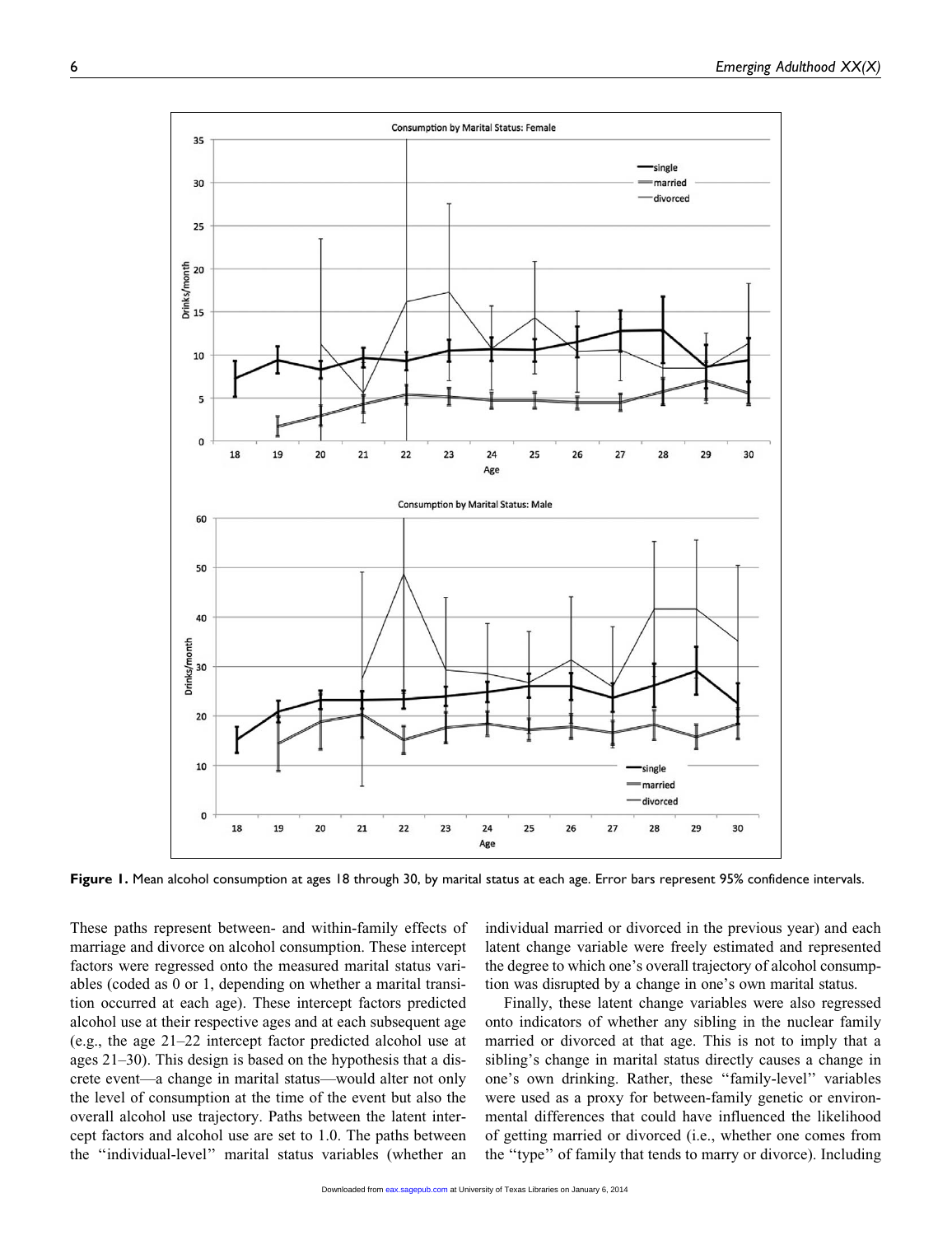Figure 1. Mean alcohol consumption at ages 18 through 30, by marital status at each age. Error bars represent 95% confidence intervals.

These paths represent between- and within-family effects of marriage and divorce on alcohol consumption. These intercept factors were regressed onto the measured marital status variables (coded as 0 or 1, depending on whether a marital transition occurred at each age). These intercept factors predicted alcohol use at their respective ages and at each subsequent age (e.g., the age 21–22 intercept factor predicted alcohol use at ages 21–30). This design is based on the hypothesis that a discrete event—a change in marital status—would alter not only the level of consumption at the time of the event but also the overall alcohol use trajectory. Paths between the latent intercept factors and alcohol use are set to 1.0. The paths between the ''individual-level'' marital status variables (whether an individual married or divorced in the previous year) and each latent change variable were freely estimated and represented the degree to which one's overall trajectory of alcohol consumption was disrupted by a change in one's own marital status.

Finally, these latent change variables were also regressed onto indicators of whether any sibling in the nuclear family married or divorced at that age. This is not to imply that a sibling's change in marital status directly causes a change in one's own drinking. Rather, these ''family-level'' variables were used as a proxy for between-family genetic or environmental differences that could have influenced the likelihood of getting married or divorced (i.e., whether one comes from the ''type'' of family that tends to marry or divorce). Including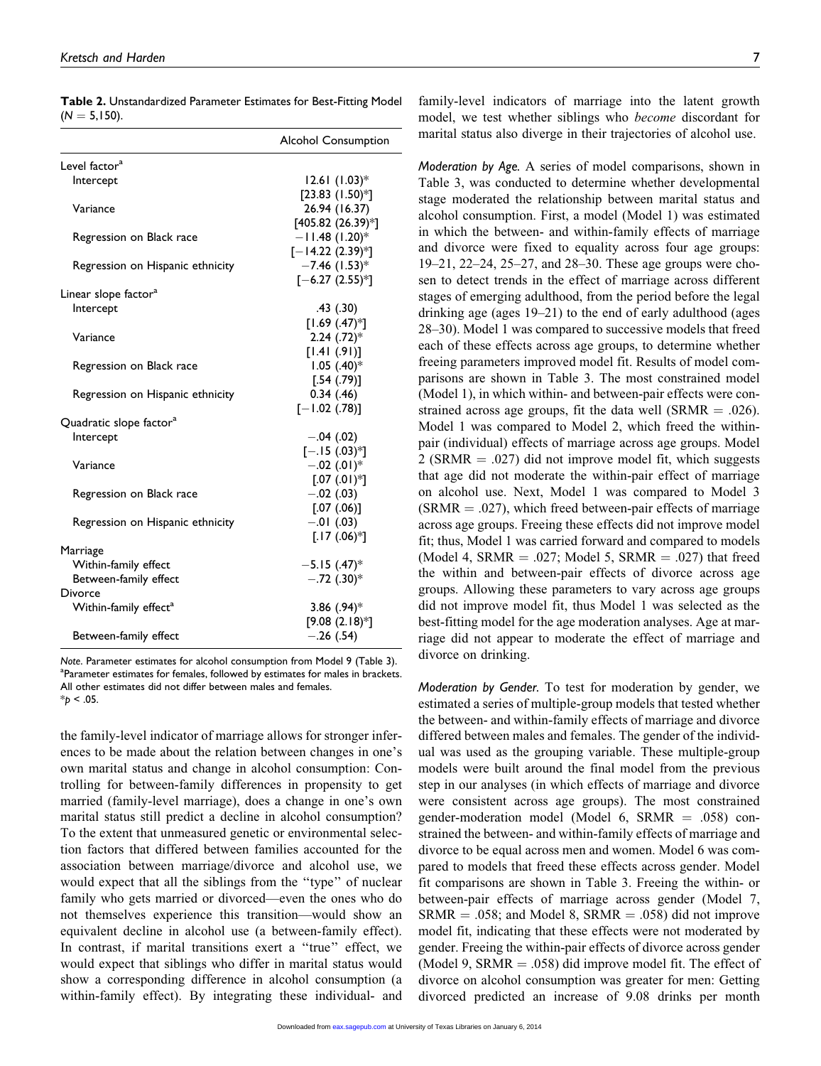**Table 2.** Unstandardized Parameter Estimates for Best-Fitting Model ($N = 5{,}150$).

| | Alcohol Consumption |
|---|---|
| Level factor[a] | |
| Intercept | 12.61 (1.03)* [23.83 (1.50)*] |
| Variance | 26.94 (16.37) [405.82 (26.39)*] |
| Regression on Black race | −11.48 (1.20)* [−14.22 (2.39)*] |
| Regression on Hispanic ethnicity | −7.46 (1.53)* [−6.27 (2.55)*] |
| Linear slope factor[a] | |
| Intercept | .43 (.30) [1.69 (.47)*] |
| Variance | 2.24 (.72)* [1.41 (.91)] |
| Regression on Black race | 1.05 (.40)* [.54 (.79)] |
| Regression on Hispanic ethnicity | 0.34 (.46) [−1.02 (.78)] |
| Quadratic slope factor[a] | |
| Intercept | −.04 (.02) [−.15 (.03)*] |
| Variance | −.02 (.01)* [.07 (.01)*] |
| Regression on Black race | −.02 (.03) [.07 (.06)] |
| Regression on Hispanic ethnicity | −.01 (.03) [.17 (.06)*] |
| Marriage | |
| Within-family effect | −5.15 (.47)* |
| Between-family effect | −.72 (.30)* |
| Divorce | |
| Within-family effect[a] | 3.86 (.94)* [9.08 (2.18)*] |
| Between-family effect | −.26 (.54) |

*Note.* Parameter estimates for alcohol consumption from Model 9 (Table 3).
[a]Parameter estimates for females, followed by estimates for males in brackets. All other estimates did not differ between males and females.
*$p < .05$.

the family-level indicator of marriage allows for stronger inferences to be made about the relation between changes in one's own marital status and change in alcohol consumption: Controlling for between-family differences in propensity to get married (family-level marriage), does a change in one's own marital status still predict a decline in alcohol consumption? To the extent that unmeasured genetic or environmental selection factors that differed between families accounted for the association between marriage/divorce and alcohol use, we would expect that all the siblings from the "type" of nuclear family who gets married or divorced—even the ones who do not themselves experience this transition—would show an equivalent decline in alcohol use (a between-family effect). In contrast, if marital transitions exert a "true" effect, we would expect that siblings who differ in marital status would show a corresponding difference in alcohol consumption (a within-family effect). By integrating these individual- and family-level indicators of marriage into the latent growth model, we test whether siblings who *become* discordant for marital status also diverge in their trajectories of alcohol use.

*Moderation by Age.* A series of model comparisons, shown in Table 3, was conducted to determine whether developmental stage moderated the relationship between marital status and alcohol consumption. First, a model (Model 1) was estimated in which the between- and within-family effects of marriage and divorce were fixed to equality across four age groups: 19–21, 22–24, 25–27, and 28–30. These age groups were chosen to detect trends in the effect of marriage across different stages of emerging adulthood, from the period before the legal drinking age (ages 19–21) to the end of early adulthood (ages 28–30). Model 1 was compared to successive models that freed each of these effects across age groups, to determine whether freeing parameters improved model fit. Results of model comparisons are shown in Table 3. The most constrained model (Model 1), in which within- and between-pair effects were constrained across age groups, fit the data well (SRMR = .026). Model 1 was compared to Model 2, which freed the within-pair (individual) effects of marriage across age groups. Model 2 (SRMR = .027) did not improve model fit, which suggests that age did not moderate the within-pair effect of marriage on alcohol use. Next, Model 1 was compared to Model 3 (SRMR = .027), which freed between-pair effects of marriage across age groups. Freeing these effects did not improve model fit; thus, Model 1 was carried forward and compared to models (Model 4, SRMR = .027; Model 5, SRMR = .027) that freed the within and between-pair effects of divorce across age groups. Allowing these parameters to vary across age groups did not improve model fit, thus Model 1 was selected as the best-fitting model for the age moderation analyses. Age at marriage did not appear to moderate the effect of marriage and divorce on drinking.

*Moderation by Gender.* To test for moderation by gender, we estimated a series of multiple-group models that tested whether the between- and within-family effects of marriage and divorce differed between males and females. The gender of the individual was used as the grouping variable. These multiple-group models were built around the final model from the previous step in our analyses (in which effects of marriage and divorce were consistent across age groups). The most constrained gender-moderation model (Model 6, SRMR = .058) constrained the between- and within-family effects of marriage and divorce to be equal across men and women. Model 6 was compared to models that freed these effects across gender. Model fit comparisons are shown in Table 3. Freeing the within- or between-pair effects of marriage across gender (Model 7, SRMR = .058; and Model 8, SRMR = .058) did not improve model fit, indicating that these effects were not moderated by gender. Freeing the within-pair effects of divorce across gender (Model 9, SRMR = .058) did improve model fit. The effect of divorce on alcohol consumption was greater for men: Getting divorced predicted an increase of 9.08 drinks per month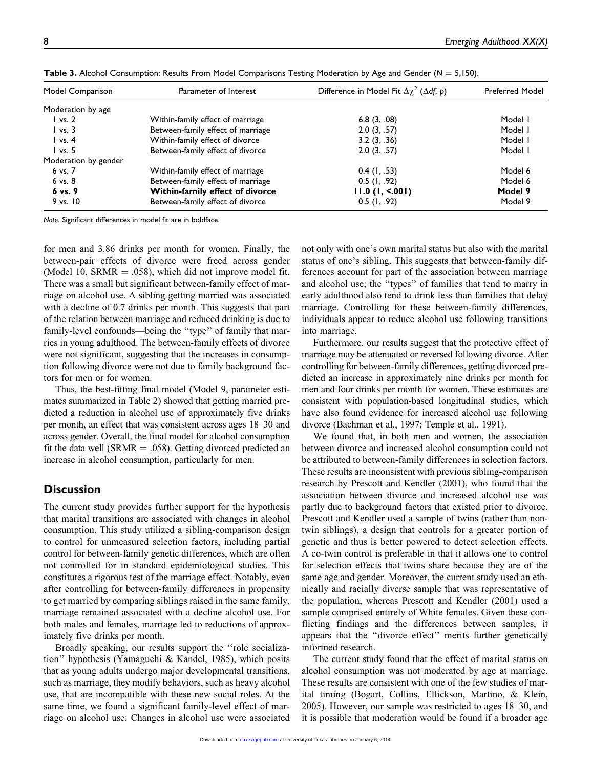**Table 3.** Alcohol Consumption: Results From Model Comparisons Testing Moderation by Age and Gender ($N = 5{,}150$).

| Model Comparison | Parameter of Interest | Difference in Model Fit $\Delta\chi^2$ ($\Delta df$, $p$) | Preferred Model |
|---|---|---|---|
| Moderation by age | | | |
| 1 vs. 2 | Within-family effect of marriage | 6.8 (3, .08) | Model 1 |
| 1 vs. 3 | Between-family effect of marriage | 2.0 (3, .57) | Model 1 |
| 1 vs. 4 | Within-family effect of divorce | 3.2 (3, .36) | Model 1 |
| 1 vs. 5 | Between-family effect of divorce | 2.0 (3, .57) | Model 1 |
| Moderation by gender | | | |
| 6 vs. 7 | Within-family effect of marriage | 0.4 (1, .53) | Model 6 |
| 6 vs. 8 | Between-family effect of marriage | 0.5 (1, .92) | Model 6 |
| **6 vs. 9** | **Within-family effect of divorce** | **11.0 (1, <.001)** | **Model 9** |
| 9 vs. 10 | Between-family effect of divorce | 0.5 (1, .92) | Model 9 |

*Note*. Significant differences in model fit are in boldface.

for men and 3.86 drinks per month for women. Finally, the between-pair effects of divorce were freed across gender (Model 10, SRMR = .058), which did not improve model fit. There was a small but significant between-family effect of marriage on alcohol use. A sibling getting married was associated with a decline of 0.7 drinks per month. This suggests that part of the relation between marriage and reduced drinking is due to family-level confounds—being the "type" of family that marries in young adulthood. The between-family effects of divorce were not significant, suggesting that the increases in consumption following divorce were not due to family background factors for men or for women.

Thus, the best-fitting final model (Model 9, parameter estimates summarized in Table 2) showed that getting married predicted a reduction in alcohol use of approximately five drinks per month, an effect that was consistent across ages 18–30 and across gender. Overall, the final model for alcohol consumption fit the data well (SRMR = .058). Getting divorced predicted an increase in alcohol consumption, particularly for men.

## Discussion

The current study provides further support for the hypothesis that marital transitions are associated with changes in alcohol consumption. This study utilized a sibling-comparison design to control for unmeasured selection factors, including partial control for between-family genetic differences, which are often not controlled for in standard epidemiological studies. This constitutes a rigorous test of the marriage effect. Notably, even after controlling for between-family differences in propensity to get married by comparing siblings raised in the same family, marriage remained associated with a decline alcohol use. For both males and females, marriage led to reductions of approximately five drinks per month.

Broadly speaking, our results support the "role socialization" hypothesis (Yamaguchi & Kandel, 1985), which posits that as young adults undergo major developmental transitions, such as marriage, they modify behaviors, such as heavy alcohol use, that are incompatible with these new social roles. At the same time, we found a significant family-level effect of marriage on alcohol use: Changes in alcohol use were associated not only with one's own marital status but also with the marital status of one's sibling. This suggests that between-family differences account for part of the association between marriage and alcohol use; the "types" of families that tend to marry in early adulthood also tend to drink less than families that delay marriage. Controlling for these between-family differences, individuals appear to reduce alcohol use following transitions into marriage.

Furthermore, our results suggest that the protective effect of marriage may be attenuated or reversed following divorce. After controlling for between-family differences, getting divorced predicted an increase in approximately nine drinks per month for men and four drinks per month for women. These estimates are consistent with population-based longitudinal studies, which have also found evidence for increased alcohol use following divorce (Bachman et al., 1997; Temple et al., 1991).

We found that, in both men and women, the association between divorce and increased alcohol consumption could not be attributed to between-family differences in selection factors. These results are inconsistent with previous sibling-comparison research by Prescott and Kendler (2001), who found that the association between divorce and increased alcohol use was partly due to background factors that existed prior to divorce. Prescott and Kendler used a sample of twins (rather than nontwin siblings), a design that controls for a greater portion of genetic and thus is better powered to detect selection effects. A co-twin control is preferable in that it allows one to control for selection effects that twins share because they are of the same age and gender. Moreover, the current study used an ethnically and racially diverse sample that was representative of the population, whereas Prescott and Kendler (2001) used a sample comprised entirely of White females. Given these conflicting findings and the differences between samples, it appears that the "divorce effect" merits further genetically informed research.

The current study found that the effect of marital status on alcohol consumption was not moderated by age at marriage. These results are consistent with one of the few studies of marital timing (Bogart, Collins, Ellickson, Martino, & Klein, 2005). However, our sample was restricted to ages 18–30, and it is possible that moderation would be found if a broader age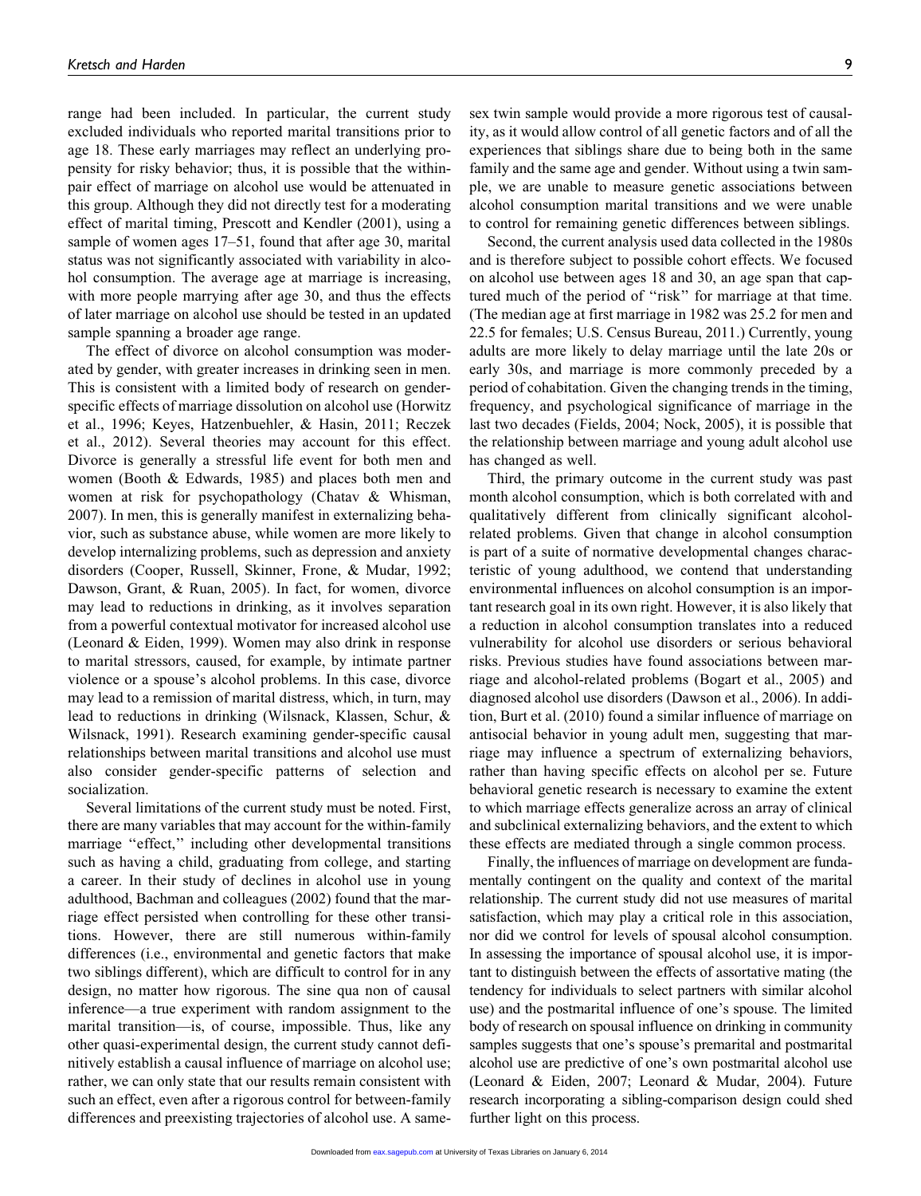range had been included. In particular, the current study excluded individuals who reported marital transitions prior to age 18. These early marriages may reflect an underlying propensity for risky behavior; thus, it is possible that the within-pair effect of marriage on alcohol use would be attenuated in this group. Although they did not directly test for a moderating effect of marital timing, Prescott and Kendler (2001), using a sample of women ages 17–51, found that after age 30, marital status was not significantly associated with variability in alcohol consumption. The average age at marriage is increasing, with more people marrying after age 30, and thus the effects of later marriage on alcohol use should be tested in an updated sample spanning a broader age range.

The effect of divorce on alcohol consumption was moderated by gender, with greater increases in drinking seen in men. This is consistent with a limited body of research on gender-specific effects of marriage dissolution on alcohol use (Horwitz et al., 1996; Keyes, Hatzenbuehler, & Hasin, 2011; Reczek et al., 2012). Several theories may account for this effect. Divorce is generally a stressful life event for both men and women (Booth & Edwards, 1985) and places both men and women at risk for psychopathology (Chatav & Whisman, 2007). In men, this is generally manifest in externalizing behavior, such as substance abuse, while women are more likely to develop internalizing problems, such as depression and anxiety disorders (Cooper, Russell, Skinner, Frone, & Mudar, 1992; Dawson, Grant, & Ruan, 2005). In fact, for women, divorce may lead to reductions in drinking, as it involves separation from a powerful contextual motivator for increased alcohol use (Leonard & Eiden, 1999). Women may also drink in response to marital stressors, caused, for example, by intimate partner violence or a spouse's alcohol problems. In this case, divorce may lead to a remission of marital distress, which, in turn, may lead to reductions in drinking (Wilsnack, Klassen, Schur, & Wilsnack, 1991). Research examining gender-specific causal relationships between marital transitions and alcohol use must also consider gender-specific patterns of selection and socialization.

Several limitations of the current study must be noted. First, there are many variables that may account for the within-family marriage "effect," including other developmental transitions such as having a child, graduating from college, and starting a career. In their study of declines in alcohol use in young adulthood, Bachman and colleagues (2002) found that the marriage effect persisted when controlling for these other transitions. However, there are still numerous within-family differences (i.e., environmental and genetic factors that make two siblings different), which are difficult to control for in any design, no matter how rigorous. The sine qua non of causal inference—a true experiment with random assignment to the marital transition—is, of course, impossible. Thus, like any other quasi-experimental design, the current study cannot definitively establish a causal influence of marriage on alcohol use; rather, we can only state that our results remain consistent with such an effect, even after a rigorous control for between-family differences and preexisting trajectories of alcohol use. A same-sex twin sample would provide a more rigorous test of causality, as it would allow control of all genetic factors and of all the experiences that siblings share due to being both in the same family and the same age and gender. Without using a twin sample, we are unable to measure genetic associations between alcohol consumption marital transitions and we were unable to control for remaining genetic differences between siblings.

Second, the current analysis used data collected in the 1980s and is therefore subject to possible cohort effects. We focused on alcohol use between ages 18 and 30, an age span that captured much of the period of "risk" for marriage at that time. (The median age at first marriage in 1982 was 25.2 for men and 22.5 for females; U.S. Census Bureau, 2011.) Currently, young adults are more likely to delay marriage until the late 20s or early 30s, and marriage is more commonly preceded by a period of cohabitation. Given the changing trends in the timing, frequency, and psychological significance of marriage in the last two decades (Fields, 2004; Nock, 2005), it is possible that the relationship between marriage and young adult alcohol use has changed as well.

Third, the primary outcome in the current study was past month alcohol consumption, which is both correlated with and qualitatively different from clinically significant alcohol-related problems. Given that change in alcohol consumption is part of a suite of normative developmental changes characteristic of young adulthood, we contend that understanding environmental influences on alcohol consumption is an important research goal in its own right. However, it is also likely that a reduction in alcohol consumption translates into a reduced vulnerability for alcohol use disorders or serious behavioral risks. Previous studies have found associations between marriage and alcohol-related problems (Bogart et al., 2005) and diagnosed alcohol use disorders (Dawson et al., 2006). In addition, Burt et al. (2010) found a similar influence of marriage on antisocial behavior in young adult men, suggesting that marriage may influence a spectrum of externalizing behaviors, rather than having specific effects on alcohol per se. Future behavioral genetic research is necessary to examine the extent to which marriage effects generalize across an array of clinical and subclinical externalizing behaviors, and the extent to which these effects are mediated through a single common process.

Finally, the influences of marriage on development are fundamentally contingent on the quality and context of the marital relationship. The current study did not use measures of marital satisfaction, which may play a critical role in this association, nor did we control for levels of spousal alcohol consumption. In assessing the importance of spousal alcohol use, it is important to distinguish between the effects of assortative mating (the tendency for individuals to select partners with similar alcohol use) and the postmarital influence of one's spouse. The limited body of research on spousal influence on drinking in community samples suggests that one's spouse's premarital and postmarital alcohol use are predictive of one's own postmarital alcohol use (Leonard & Eiden, 2007; Leonard & Mudar, 2004). Future research incorporating a sibling-comparison design could shed further light on this process.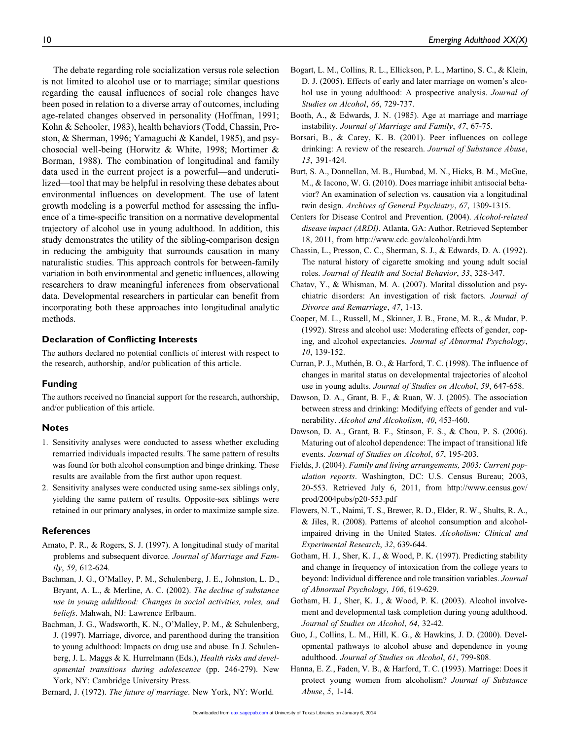The debate regarding role socialization versus role selection is not limited to alcohol use or to marriage; similar questions regarding the causal influences of social role changes have been posed in relation to a diverse array of outcomes, including age-related changes observed in personality (Hoffman, 1991; Kohn & Schooler, 1983), health behaviors (Todd, Chassin, Preston, & Sherman, 1996; Yamaguchi & Kandel, 1985), and psychosocial well-being (Horwitz & White, 1998; Mortimer & Borman, 1988). The combination of longitudinal and family data used in the current project is a powerful—and underutilized—tool that may be helpful in resolving these debates about environmental influences on development. The use of latent growth modeling is a powerful method for assessing the influence of a time-specific transition on a normative developmental trajectory of alcohol use in young adulthood. In addition, this study demonstrates the utility of the sibling-comparison design in reducing the ambiguity that surrounds causation in many naturalistic studies. This approach controls for between-family variation in both environmental and genetic influences, allowing researchers to draw meaningful inferences from observational data. Developmental researchers in particular can benefit from incorporating both these approaches into longitudinal analytic methods.

### Declaration of Conflicting Interests

The authors declared no potential conflicts of interest with respect to the research, authorship, and/or publication of this article.

### Funding

The authors received no financial support for the research, authorship, and/or publication of this article.

### Notes

1. Sensitivity analyses were conducted to assess whether excluding remarried individuals impacted results. The same pattern of results was found for both alcohol consumption and binge drinking. These results are available from the first author upon request.
2. Sensitivity analyses were conducted using same-sex siblings only, yielding the same pattern of results. Opposite-sex siblings were retained in our primary analyses, in order to maximize sample size.

### References

Amato, P. R., & Rogers, S. J. (1997). A longitudinal study of marital problems and subsequent divorce. *Journal of Marriage and Family*, *59*, 612-624.

Bachman, J. G., O'Malley, P. M., Schulenberg, J. E., Johnston, L. D., Bryant, A. L., & Merline, A. C. (2002). *The decline of substance use in young adulthood: Changes in social activities, roles, and beliefs*. Mahwah, NJ: Lawrence Erlbaum.

Bachman, J. G., Wadsworth, K. N., O'Malley, P. M., & Schulenberg, J. (1997). Marriage, divorce, and parenthood during the transition to young adulthood: Impacts on drug use and abuse. In J. Schulenberg, J. L. Maggs & K. Hurrelmann (Eds.), *Health risks and developmental transitions during adolescence* (pp. 246-279). New York, NY: Cambridge University Press.

Bernard, J. (1972). *The future of marriage*. New York, NY: World.

Bogart, L. M., Collins, R. L., Ellickson, P. L., Martino, S. C., & Klein, D. J. (2005). Effects of early and later marriage on women's alcohol use in young adulthood: A prospective analysis. *Journal of Studies on Alcohol*, *66*, 729-737.

Booth, A., & Edwards, J. N. (1985). Age at marriage and marriage instability. *Journal of Marriage and Family*, *47*, 67-75.

Borsari, B., & Carey, K. B. (2001). Peer influences on college drinking: A review of the research. *Journal of Substance Abuse*, *13*, 391-424.

Burt, S. A., Donnellan, M. B., Humbad, M. N., Hicks, B. M., McGue, M., & Iacono, W. G. (2010). Does marriage inhibit antisocial behavior? An examination of selection vs. causation via a longitudinal twin design. *Archives of General Psychiatry*, *67*, 1309-1315.

Centers for Disease Control and Prevention. (2004). *Alcohol-related disease impact (ARDI)*. Atlanta, GA: Author. Retrieved September 18, 2011, from http://www.cdc.gov/alcohol/ardi.htm

Chassin, L., Presson, C. C., Sherman, S. J., & Edwards, D. A. (1992). The natural history of cigarette smoking and young adult social roles. *Journal of Health and Social Behavior*, *33*, 328-347.

Chatav, Y., & Whisman, M. A. (2007). Marital dissolution and psychiatric disorders: An investigation of risk factors. *Journal of Divorce and Remarriage*, *47*, 1-13.

Cooper, M. L., Russell, M., Skinner, J. B., Frone, M. R., & Mudar, P. (1992). Stress and alcohol use: Moderating effects of gender, coping, and alcohol expectancies. *Journal of Abnormal Psychology*, *10*, 139-152.

Curran, P. J., Muthén, B. O., & Harford, T. C. (1998). The influence of changes in marital status on developmental trajectories of alcohol use in young adults. *Journal of Studies on Alcohol*, *59*, 647-658.

Dawson, D. A., Grant, B. F., & Ruan, W. J. (2005). The association between stress and drinking: Modifying effects of gender and vulnerability. *Alcohol and Alcoholism*, *40*, 453-460.

Dawson, D. A., Grant, B. F., Stinson, F. S., & Chou, P. S. (2006). Maturing out of alcohol dependence: The impact of transitional life events. *Journal of Studies on Alcohol*, *67*, 195-203.

Fields, J. (2004). *Family and living arrangements, 2003: Current population reports*. Washington, DC: U.S. Census Bureau; 2003, 20-553. Retrieved July 6, 2011, from http://www.census.gov/prod/2004pubs/p20-553.pdf

Flowers, N. T., Naimi, T. S., Brewer, R. D., Elder, R. W., Shults, R. A., & Jiles, R. (2008). Patterns of alcohol consumption and alcohol-impaired driving in the United States. *Alcoholism: Clinical and Experimental Research*, *32*, 639-644.

Gotham, H. J., Sher, K. J., & Wood, P. K. (1997). Predicting stability and change in frequency of intoxication from the college years to beyond: Individual difference and role transition variables. *Journal of Abnormal Psychology*, *106*, 619-629.

Gotham, H. J., Sher, K. J., & Wood, P. K. (2003). Alcohol involvement and developmental task completion during young adulthood. *Journal of Studies on Alcohol*, *64*, 32-42.

Guo, J., Collins, L. M., Hill, K. G., & Hawkins, J. D. (2000). Developmental pathways to alcohol abuse and dependence in young adulthood. *Journal of Studies on Alcohol*, *61*, 799-808.

Hanna, E. Z., Faden, V. B., & Harford, T. C. (1993). Marriage: Does it protect young women from alcoholism? *Journal of Substance Abuse*, *5*, 1-14.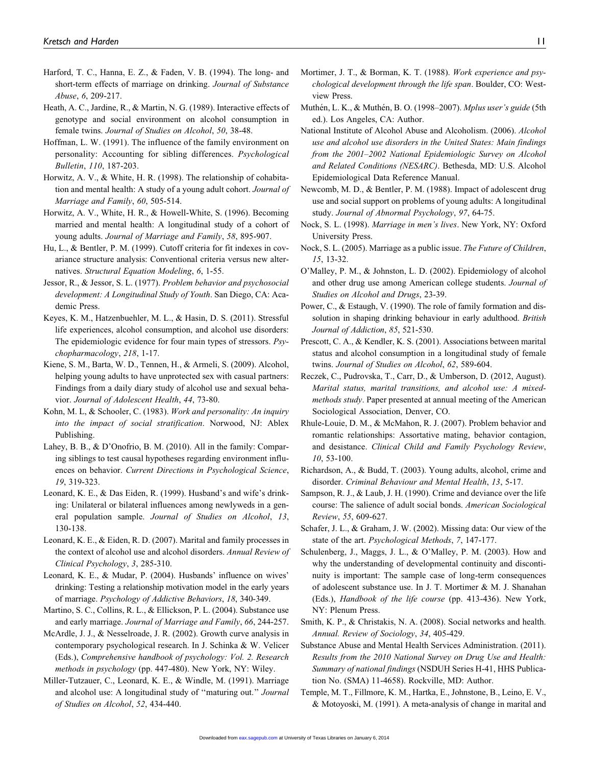Harford, T. C., Hanna, E. Z., & Faden, V. B. (1994). The long- and short-term effects of marriage on drinking. *Journal of Substance Abuse*, *6*, 209-217.

Heath, A. C., Jardine, R., & Martin, N. G. (1989). Interactive effects of genotype and social environment on alcohol consumption in female twins. *Journal of Studies on Alcohol*, *50*, 38-48.

Hoffman, L. W. (1991). The influence of the family environment on personality: Accounting for sibling differences. *Psychological Bulletin*, *110*, 187-203.

Horwitz, A. V., & White, H. R. (1998). The relationship of cohabitation and mental health: A study of a young adult cohort. *Journal of Marriage and Family*, *60*, 505-514.

Horwitz, A. V., White, H. R., & Howell-White, S. (1996). Becoming married and mental health: A longitudinal study of a cohort of young adults. *Journal of Marriage and Family*, *58*, 895-907.

Hu, L., & Bentler, P. M. (1999). Cutoff criteria for fit indexes in covariance structure analysis: Conventional criteria versus new alternatives. *Structural Equation Modeling*, *6*, 1-55.

Jessor, R., & Jessor, S. L. (1977). *Problem behavior and psychosocial development: A Longitudinal Study of Youth*. San Diego, CA: Academic Press.

Keyes, K. M., Hatzenbuehler, M. L., & Hasin, D. S. (2011). Stressful life experiences, alcohol consumption, and alcohol use disorders: The epidemiologic evidence for four main types of stressors. *Psychopharmacology*, *218*, 1-17.

Kiene, S. M., Barta, W. D., Tennen, H., & Armeli, S. (2009). Alcohol, helping young adults to have unprotected sex with casual partners: Findings from a daily diary study of alcohol use and sexual behavior. *Journal of Adolescent Health*, *44*, 73-80.

Kohn, M. L, & Schooler, C. (1983). *Work and personality: An inquiry into the impact of social stratification*. Norwood, NJ: Ablex Publishing.

Lahey, B. B., & D'Onofrio, B. M. (2010). All in the family: Comparing siblings to test causal hypotheses regarding environment influences on behavior. *Current Directions in Psychological Science*, *19*, 319-323.

Leonard, K. E., & Das Eiden, R. (1999). Husband's and wife's drinking: Unilateral or bilateral influences among newlyweds in a general population sample. *Journal of Studies on Alcohol*, *13*, 130-138.

Leonard, K. E., & Eiden, R. D. (2007). Marital and family processes in the context of alcohol use and alcohol disorders. *Annual Review of Clinical Psychology*, *3*, 285-310.

Leonard, K. E., & Mudar, P. (2004). Husbands' influence on wives' drinking: Testing a relationship motivation model in the early years of marriage. *Psychology of Addictive Behaviors*, *18*, 340-349.

Martino, S. C., Collins, R. L., & Ellickson, P. L. (2004). Substance use and early marriage. *Journal of Marriage and Family*, *66*, 244-257.

McArdle, J. J., & Nesselroade, J. R. (2002). Growth curve analysis in contemporary psychological research. In J. Schinka & W. Velicer (Eds.), *Comprehensive handbook of psychology: Vol. 2. Research methods in psychology* (pp. 447-480). New York, NY: Wiley.

Miller-Tutzauer, C., Leonard, K. E., & Windle, M. (1991). Marriage and alcohol use: A longitudinal study of ''maturing out.'' *Journal of Studies on Alcohol*, *52*, 434-440.

Mortimer, J. T., & Borman, K. T. (1988). *Work experience and psychological development through the life span*. Boulder, CO: Westview Press.

Muthén, L. K., & Muthén, B. O. (1998–2007). *Mplus user's guide* (5th ed.). Los Angeles, CA: Author.

National Institute of Alcohol Abuse and Alcoholism. (2006). *Alcohol use and alcohol use disorders in the United States: Main findings from the 2001–2002 National Epidemiologic Survey on Alcohol and Related Conditions (NESARC)*. Bethesda, MD: U.S. Alcohol Epidemiological Data Reference Manual.

Newcomb, M. D., & Bentler, P. M. (1988). Impact of adolescent drug use and social support on problems of young adults: A longitudinal study. *Journal of Abnormal Psychology*, *97*, 64-75.

Nock, S. L. (1998). *Marriage in men's lives*. New York, NY: Oxford University Press.

Nock, S. L. (2005). Marriage as a public issue. *The Future of Children*, *15*, 13-32.

O'Malley, P. M., & Johnston, L. D. (2002). Epidemiology of alcohol and other drug use among American college students. *Journal of Studies on Alcohol and Drugs*, 23-39.

Power, C., & Estaugh, V. (1990). The role of family formation and dissolution in shaping drinking behaviour in early adulthood. *British Journal of Addiction*, *85*, 521-530.

Prescott, C. A., & Kendler, K. S. (2001). Associations between marital status and alcohol consumption in a longitudinal study of female twins. *Journal of Studies on Alcohol*, *62*, 589-604.

Reczek, C., Pudrovska, T., Carr, D., & Umberson, D. (2012, August). *Marital status, marital transitions, and alcohol use: A mixed-methods study*. Paper presented at annual meeting of the American Sociological Association, Denver, CO.

Rhule-Louie, D. M., & McMahon, R. J. (2007). Problem behavior and romantic relationships: Assortative mating, behavior contagion, and desistance. *Clinical Child and Family Psychology Review*, *10*, 53-100.

Richardson, A., & Budd, T. (2003). Young adults, alcohol, crime and disorder. *Criminal Behaviour and Mental Health*, *13*, 5-17.

Sampson, R. J., & Laub, J. H. (1990). Crime and deviance over the life course: The salience of adult social bonds. *American Sociological Review*, *55*, 609-627.

Schafer, J. L., & Graham, J. W. (2002). Missing data: Our view of the state of the art. *Psychological Methods*, *7*, 147-177.

Schulenberg, J., Maggs, J. L., & O'Malley, P. M. (2003). How and why the understanding of developmental continuity and discontinuity is important: The sample case of long-term consequences of adolescent substance use. In J. T. Mortimer & M. J. Shanahan (Eds.), *Handbook of the life course* (pp. 413-436). New York, NY: Plenum Press.

Smith, K. P., & Christakis, N. A. (2008). Social networks and health. *Annual. Review of Sociology*, *34*, 405-429.

Substance Abuse and Mental Health Services Administration. (2011). *Results from the 2010 National Survey on Drug Use and Health: Summary of national findings* (NSDUH Series H-41, HHS Publication No. (SMA) 11-4658). Rockville, MD: Author.

Temple, M. T., Fillmore, K. M., Hartka, E., Johnstone, B., Leino, E. V., & Motoyoski, M. (1991). A meta-analysis of change in marital and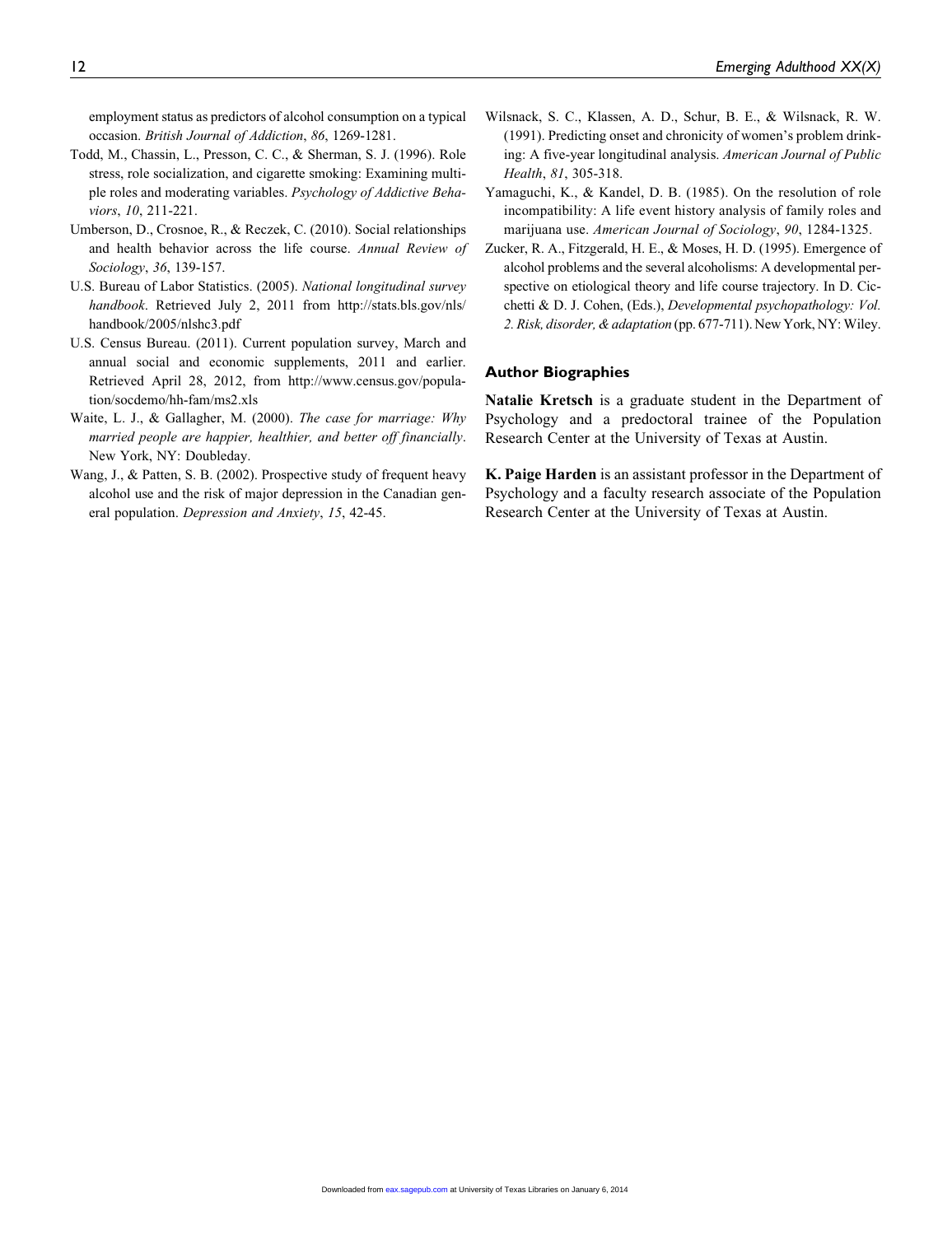employment status as predictors of alcohol consumption on a typical occasion. *British Journal of Addiction*, *86*, 1269-1281.

Todd, M., Chassin, L., Presson, C. C., & Sherman, S. J. (1996). Role stress, role socialization, and cigarette smoking: Examining multiple roles and moderating variables. *Psychology of Addictive Behaviors*, *10*, 211-221.

Umberson, D., Crosnoe, R., & Reczek, C. (2010). Social relationships and health behavior across the life course. *Annual Review of Sociology*, *36*, 139-157.

U.S. Bureau of Labor Statistics. (2005). *National longitudinal survey handbook*. Retrieved July 2, 2011 from http://stats.bls.gov/nls/handbook/2005/nlshc3.pdf

U.S. Census Bureau. (2011). Current population survey, March and annual social and economic supplements, 2011 and earlier. Retrieved April 28, 2012, from http://www.census.gov/population/socdemo/hh-fam/ms2.xls

Waite, L. J., & Gallagher, M. (2000). *The case for marriage: Why married people are happier, healthier, and better off financially*. New York, NY: Doubleday.

Wang, J., & Patten, S. B. (2002). Prospective study of frequent heavy alcohol use and the risk of major depression in the Canadian general population. *Depression and Anxiety*, *15*, 42-45.

Wilsnack, S. C., Klassen, A. D., Schur, B. E., & Wilsnack, R. W. (1991). Predicting onset and chronicity of women's problem drinking: A five-year longitudinal analysis. *American Journal of Public Health*, *81*, 305-318.

Yamaguchi, K., & Kandel, D. B. (1985). On the resolution of role incompatibility: A life event history analysis of family roles and marijuana use. *American Journal of Sociology*, *90*, 1284-1325.

Zucker, R. A., Fitzgerald, H. E., & Moses, H. D. (1995). Emergence of alcohol problems and the several alcoholisms: A developmental perspective on etiological theory and life course trajectory. In D. Cicchetti & D. J. Cohen, (Eds.), *Developmental psychopathology: Vol. 2. Risk, disorder, & adaptation* (pp. 677-711). New York, NY: Wiley.

## Author Biographies

**Natalie Kretsch** is a graduate student in the Department of Psychology and a predoctoral trainee of the Population Research Center at the University of Texas at Austin.

**K. Paige Harden** is an assistant professor in the Department of Psychology and a faculty research associate of the Population Research Center at the University of Texas at Austin.